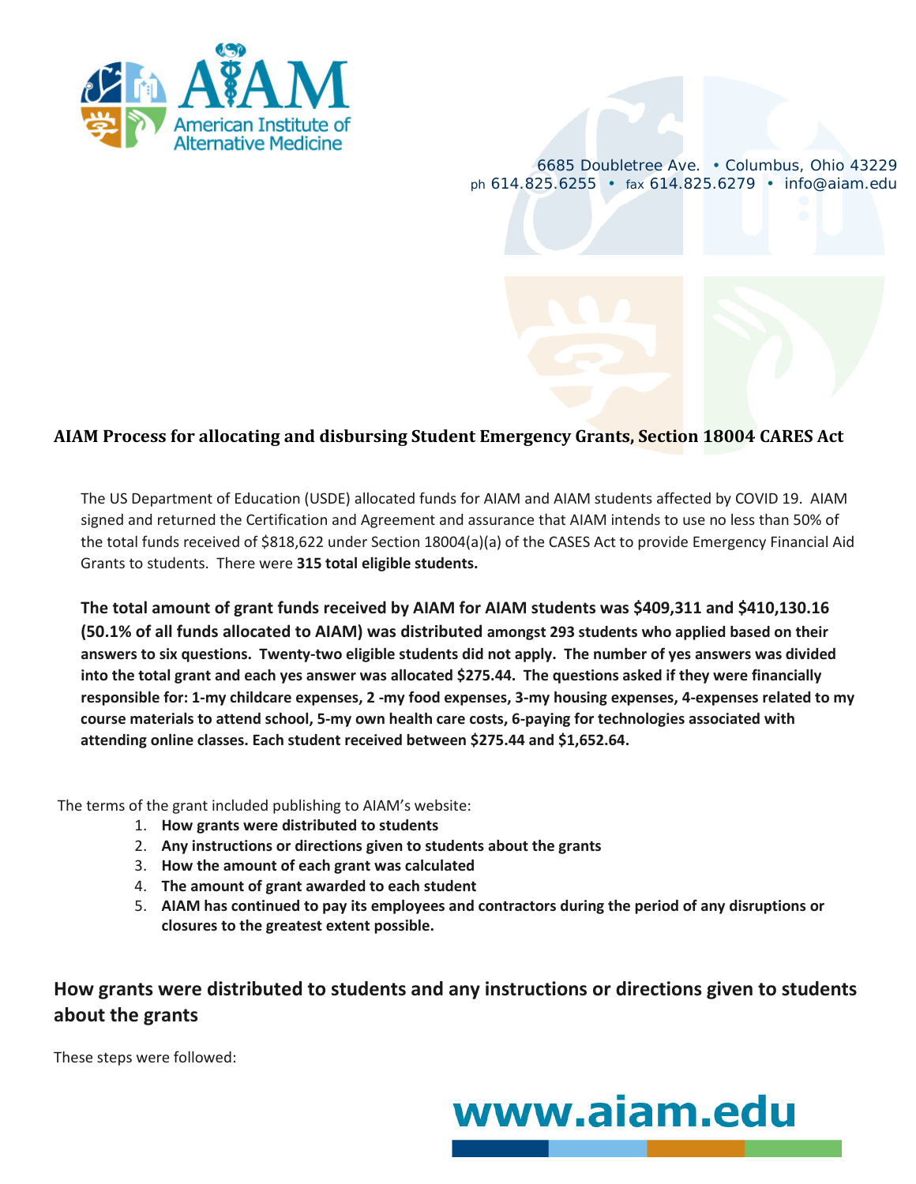AIAM

American Institute of Alternative Medicine

6685 Doubletree Ave. • Columbus, Ohio 43229
ph 614.825.6255 • fax 614.825.6279 • info@aiam.edu

## AIAM Process for allocating and disbursing Student Emergency Grants, Section 18004 CARES Act

The US Department of Education (USDE) allocated funds for AIAM and AIAM students affected by COVID 19. AIAM signed and returned the Certification and Agreement and assurance that AIAM intends to use no less than 50% of the total funds received of $818,622 under Section 18004(a)(a) of the CASES Act to provide Emergency Financial Aid Grants to students. There were **315 total eligible students.**

**The total amount of grant funds received by AIAM for AIAM students was $409,311 and $410,130.16 (50.1% of all funds allocated to AIAM) was distributed amongst 293 students who applied based on their answers to six questions. Twenty-two eligible students did not apply. The number of yes answers was divided into the total grant and each yes answer was allocated $275.44. The questions asked if they were financially responsible for: 1-my childcare expenses, 2 -my food expenses, 3-my housing expenses, 4-expenses related to my course materials to attend school, 5-my own health care costs, 6-paying for technologies associated with attending online classes. Each student received between $275.44 and $1,652.64.**

The terms of the grant included publishing to AIAM's website:

1. **How grants were distributed to students**
2. **Any instructions or directions given to students about the grants**
3. **How the amount of each grant was calculated**
4. **The amount of grant awarded to each student**
5. **AIAM has continued to pay its employees and contractors during the period of any disruptions or closures to the greatest extent possible.**

## How grants were distributed to students and any instructions or directions given to students about the grants

These steps were followed:

www.aiam.edu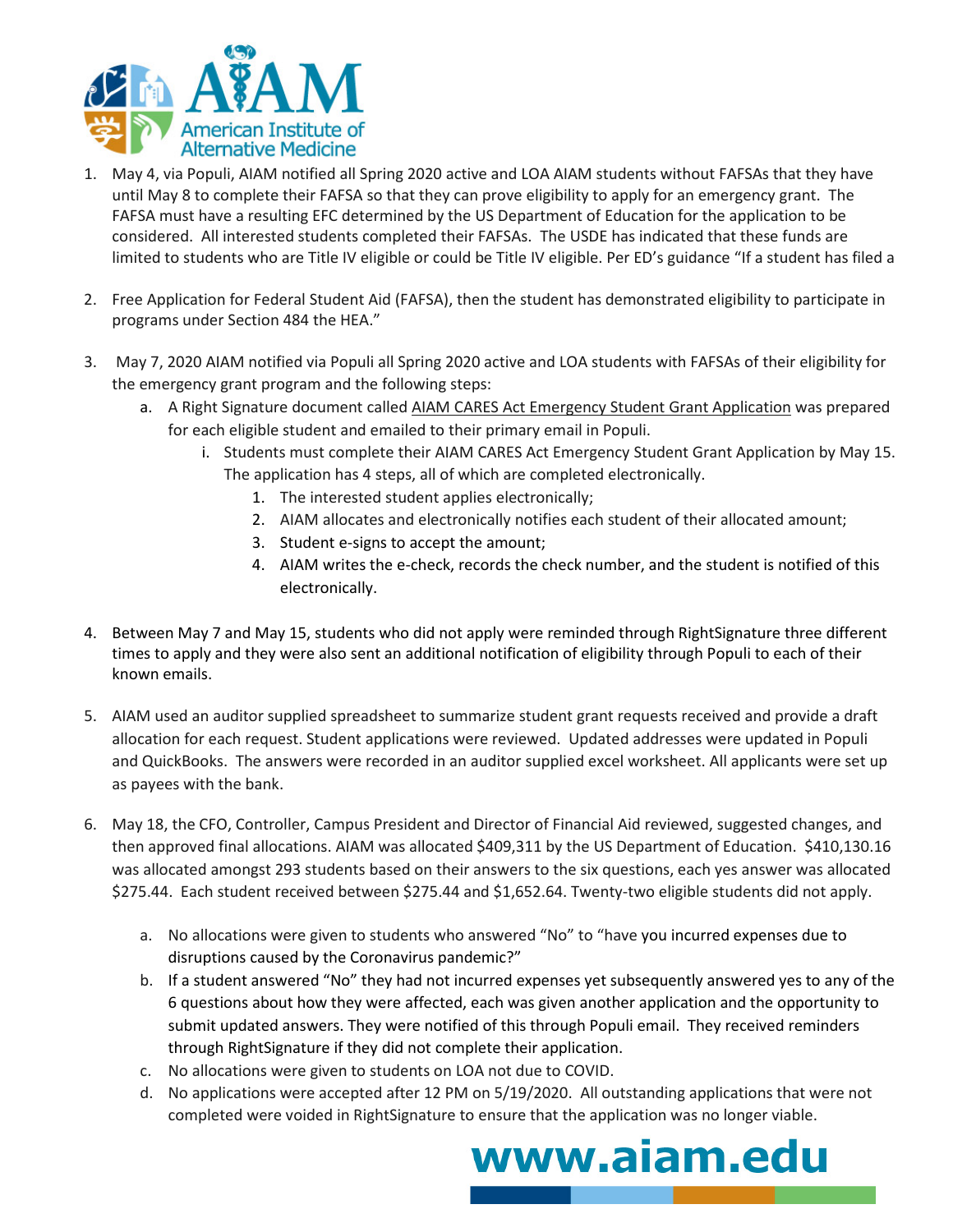1. May 4, via Populi, AIAM notified all Spring 2020 active and LOA AIAM students without FAFSAs that they have until May 8 to complete their FAFSA so that they can prove eligibility to apply for an emergency grant. The FAFSA must have a resulting EFC determined by the US Department of Education for the application to be considered. All interested students completed their FAFSAs. The USDE has indicated that these funds are limited to students who are Title IV eligible or could be Title IV eligible. Per ED's guidance "If a student has filed a

2. Free Application for Federal Student Aid (FAFSA), then the student has demonstrated eligibility to participate in programs under Section 484 the HEA."

3. May 7, 2020 AIAM notified via Populi all Spring 2020 active and LOA students with FAFSAs of their eligibility for the emergency grant program and the following steps:
   a. A Right Signature document called AIAM CARES Act Emergency Student Grant Application was prepared for each eligible student and emailed to their primary email in Populi.
      i. Students must complete their AIAM CARES Act Emergency Student Grant Application by May 15. The application has 4 steps, all of which are completed electronically.
         1. The interested student applies electronically;
         2. AIAM allocates and electronically notifies each student of their allocated amount;
         3. Student e-signs to accept the amount;
         4. AIAM writes the e-check, records the check number, and the student is notified of this electronically.

4. Between May 7 and May 15, students who did not apply were reminded through RightSignature three different times to apply and they were also sent an additional notification of eligibility through Populi to each of their known emails.

5. AIAM used an auditor supplied spreadsheet to summarize student grant requests received and provide a draft allocation for each request. Student applications were reviewed. Updated addresses were updated in Populi and QuickBooks. The answers were recorded in an auditor supplied excel worksheet. All applicants were set up as payees with the bank.

6. May 18, the CFO, Controller, Campus President and Director of Financial Aid reviewed, suggested changes, and then approved final allocations. AIAM was allocated $409,311 by the US Department of Education. $410,130.16 was allocated amongst 293 students based on their answers to the six questions, each yes answer was allocated $275.44. Each student received between $275.44 and $1,652.64. Twenty-two eligible students did not apply.
   a. No allocations were given to students who answered "No" to "have you incurred expenses due to disruptions caused by the Coronavirus pandemic?"
   b. If a student answered "No" they had not incurred expenses yet subsequently answered yes to any of the 6 questions about how they were affected, each was given another application and the opportunity to submit updated answers. They were notified of this through Populi email. They received reminders through RightSignature if they did not complete their application.
   c. No allocations were given to students on LOA not due to COVID.
   d. No applications were accepted after 12 PM on 5/19/2020. All outstanding applications that were not completed were voided in RightSignature to ensure that the application was no longer viable.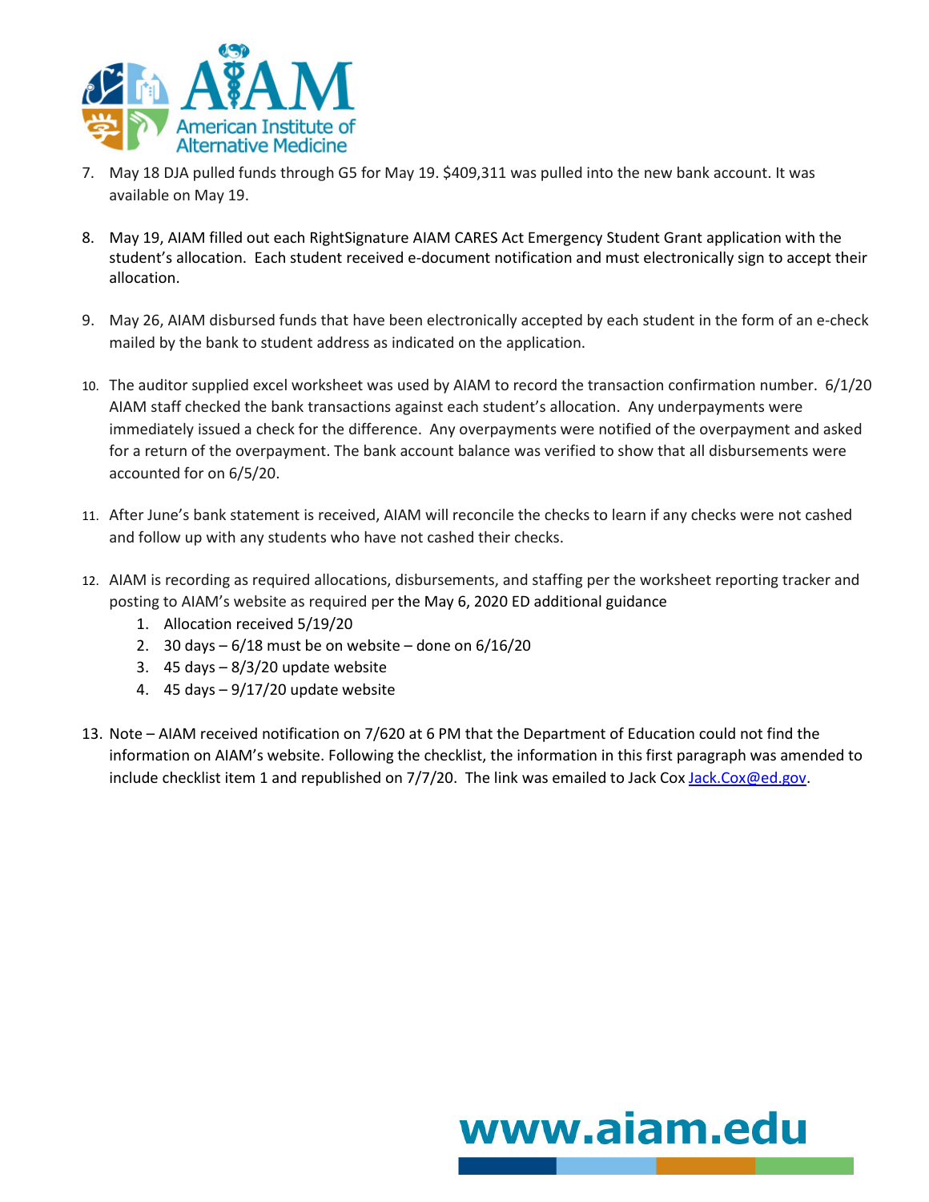7. May 18 DJA pulled funds through G5 for May 19. $409,311 was pulled into the new bank account. It was available on May 19.

8. May 19, AIAM filled out each RightSignature AIAM CARES Act Emergency Student Grant application with the student's allocation. Each student received e-document notification and must electronically sign to accept their allocation.

9. May 26, AIAM disbursed funds that have been electronically accepted by each student in the form of an e-check mailed by the bank to student address as indicated on the application.

10. The auditor supplied excel worksheet was used by AIAM to record the transaction confirmation number. 6/1/20 AIAM staff checked the bank transactions against each student's allocation. Any underpayments were immediately issued a check for the difference. Any overpayments were notified of the overpayment and asked for a return of the overpayment. The bank account balance was verified to show that all disbursements were accounted for on 6/5/20.

11. After June's bank statement is received, AIAM will reconcile the checks to learn if any checks were not cashed and follow up with any students who have not cashed their checks.

12. AIAM is recording as required allocations, disbursements, and staffing per the worksheet reporting tracker and posting to AIAM's website as required per the May 6, 2020 ED additional guidance
    1. Allocation received 5/19/20
    2. 30 days – 6/18 must be on website – done on 6/16/20
    3. 45 days – 8/3/20 update website
    4. 45 days – 9/17/20 update website

13. Note – AIAM received notification on 7/620 at 6 PM that the Department of Education could not find the information on AIAM's website. Following the checklist, the information in this first paragraph was amended to include checklist item 1 and republished on 7/7/20. The link was emailed to Jack Cox Jack.Cox@ed.gov.